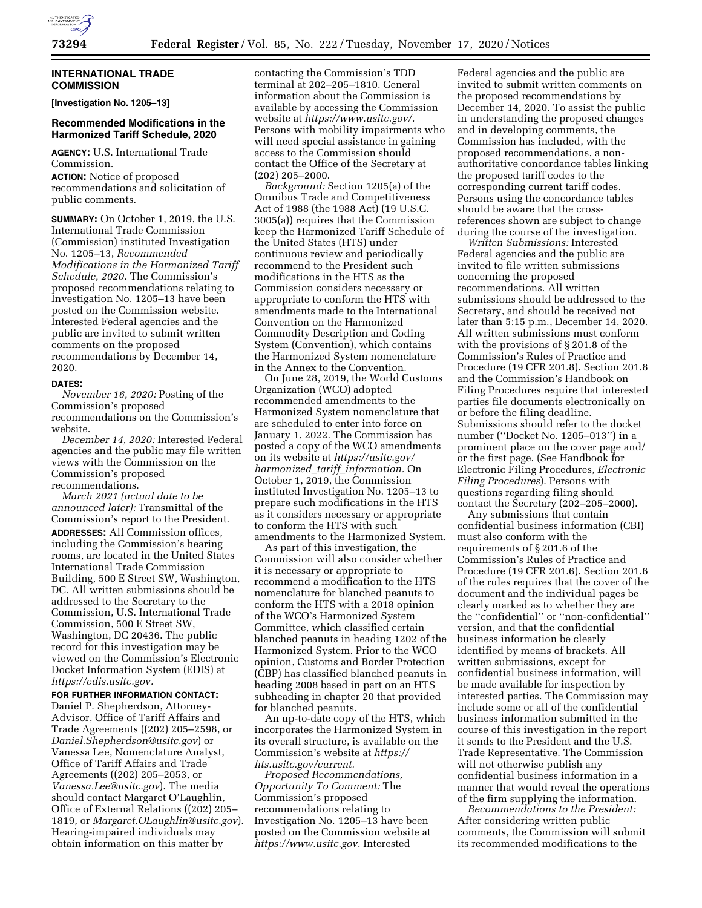## INTERNATIONAL TRADE COMMISSION

**[Investigation No. 1205–13]**

### Recommended Modifications in the Harmonized Tariff Schedule, 2020

**AGENCY:** U.S. International Trade Commission.

**ACTION:** Notice of proposed recommendations and solicitation of public comments.

**SUMMARY:** On October 1, 2019, the U.S. International Trade Commission (Commission) instituted Investigation No. 1205–13, *Recommended Modifications in the Harmonized Tariff Schedule, 2020.* The Commission's proposed recommendations relating to Investigation No. 1205–13 have been posted on the Commission website. Interested Federal agencies and the public are invited to submit written comments on the proposed recommendations by December 14, 2020.

**DATES:**

*November 16, 2020:* Posting of the Commission's proposed recommendations on the Commission's website.

*December 14, 2020:* Interested Federal agencies and the public may file written views with the Commission on the Commission's proposed recommendations.

*March 2021 (actual date to be announced later):* Transmittal of the Commission's report to the President.

**ADDRESSES:** All Commission offices, including the Commission's hearing rooms, are located in the United States International Trade Commission Building, 500 E Street SW, Washington, DC. All written submissions should be addressed to the Secretary to the Commission, U.S. International Trade Commission, 500 E Street SW, Washington, DC 20436. The public record for this investigation may be viewed on the Commission's Electronic Docket Information System (EDIS) at *https://edis.usitc.gov.*

**FOR FURTHER INFORMATION CONTACT:** Daniel P. Shepherdson, Attorney-Advisor, Office of Tariff Affairs and Trade Agreements ((202) 205–2598, or *Daniel.Shepherdson@usitc.gov*) or Vanessa Lee, Nomenclature Analyst, Office of Tariff Affairs and Trade Agreements ((202) 205–2053, or *Vanessa.Lee@usitc.gov*). The media should contact Margaret O'Laughlin, Office of External Relations ((202) 205–1819, or *Margaret.OLaughlin@usitc.gov*). Hearing-impaired individuals may obtain information on this matter by contacting the Commission's TDD terminal at 202–205–1810. General information about the Commission is available by accessing the Commission website at *https://www.usitc.gov/.* Persons with mobility impairments who will need special assistance in gaining access to the Commission should contact the Office of the Secretary at (202) 205–2000.

*Background:* Section 1205(a) of the Omnibus Trade and Competitiveness Act of 1988 (the 1988 Act) (19 U.S.C. 3005(a)) requires that the Commission keep the Harmonized Tariff Schedule of the United States (HTS) under continuous review and periodically recommend to the President such modifications in the HTS as the Commission considers necessary or appropriate to conform the HTS with amendments made to the International Convention on the Harmonized Commodity Description and Coding System (Convention), which contains the Harmonized System nomenclature in the Annex to the Convention.

On June 28, 2019, the World Customs Organization (WCO) adopted recommended amendments to the Harmonized System nomenclature that are scheduled to enter into force on January 1, 2022. The Commission has posted a copy of the WCO amendments on its website at *https://usitc.gov/harmonized_tariff_information.* On October 1, 2019, the Commission instituted Investigation No. 1205–13 to prepare such modifications in the HTS as it considers necessary or appropriate to conform the HTS with such amendments to the Harmonized System.

As part of this investigation, the Commission will also consider whether it is necessary or appropriate to recommend a modification to the HTS nomenclature for blanched peanuts to conform the HTS with a 2018 opinion of the WCO's Harmonized System Committee, which classified certain blanched peanuts in heading 1202 of the Harmonized System. Prior to the WCO opinion, Customs and Border Protection (CBP) has classified blanched peanuts in heading 2008 based in part on an HTS subheading in chapter 20 that provided for blanched peanuts.

An up-to-date copy of the HTS, which incorporates the Harmonized System in its overall structure, is available on the Commission's website at *https://hts.usitc.gov/current.*

*Proposed Recommendations, Opportunity To Comment:* The Commission's proposed recommendations relating to Investigation No. 1205–13 have been posted on the Commission website at *https://www.usitc.gov.* Interested Federal agencies and the public are invited to submit written comments on the proposed recommendations by December 14, 2020. To assist the public in understanding the proposed changes and in developing comments, the Commission has included, with the proposed recommendations, a non-authoritative concordance tables linking the proposed tariff codes to the corresponding current tariff codes. Persons using the concordance tables should be aware that the cross-references shown are subject to change during the course of the investigation.

*Written Submissions:* Interested Federal agencies and the public are invited to file written submissions concerning the proposed recommendations. All written submissions should be addressed to the Secretary, and should be received not later than 5:15 p.m., December 14, 2020. All written submissions must conform with the provisions of § 201.8 of the Commission's Rules of Practice and Procedure (19 CFR 201.8). Section 201.8 and the Commission's Handbook on Filing Procedures require that interested parties file documents electronically on or before the filing deadline. Submissions should refer to the docket number (''Docket No. 1205–013'') in a prominent place on the cover page and/or the first page. (See Handbook for Electronic Filing Procedures, *Electronic Filing Procedures*). Persons with questions regarding filing should contact the Secretary (202–205–2000).

Any submissions that contain confidential business information (CBI) must also conform with the requirements of § 201.6 of the Commission's Rules of Practice and Procedure (19 CFR 201.6). Section 201.6 of the rules requires that the cover of the document and the individual pages be clearly marked as to whether they are the ''confidential'' or ''non-confidential'' version, and that the confidential business information be clearly identified by means of brackets. All written submissions, except for confidential business information, will be made available for inspection by interested parties. The Commission may include some or all of the confidential business information submitted in the course of this investigation in the report it sends to the President and the U.S. Trade Representative. The Commission will not otherwise publish any confidential business information in a manner that would reveal the operations of the firm supplying the information.

*Recommendations to the President:* After considering written public comments, the Commission will submit its recommended modifications to the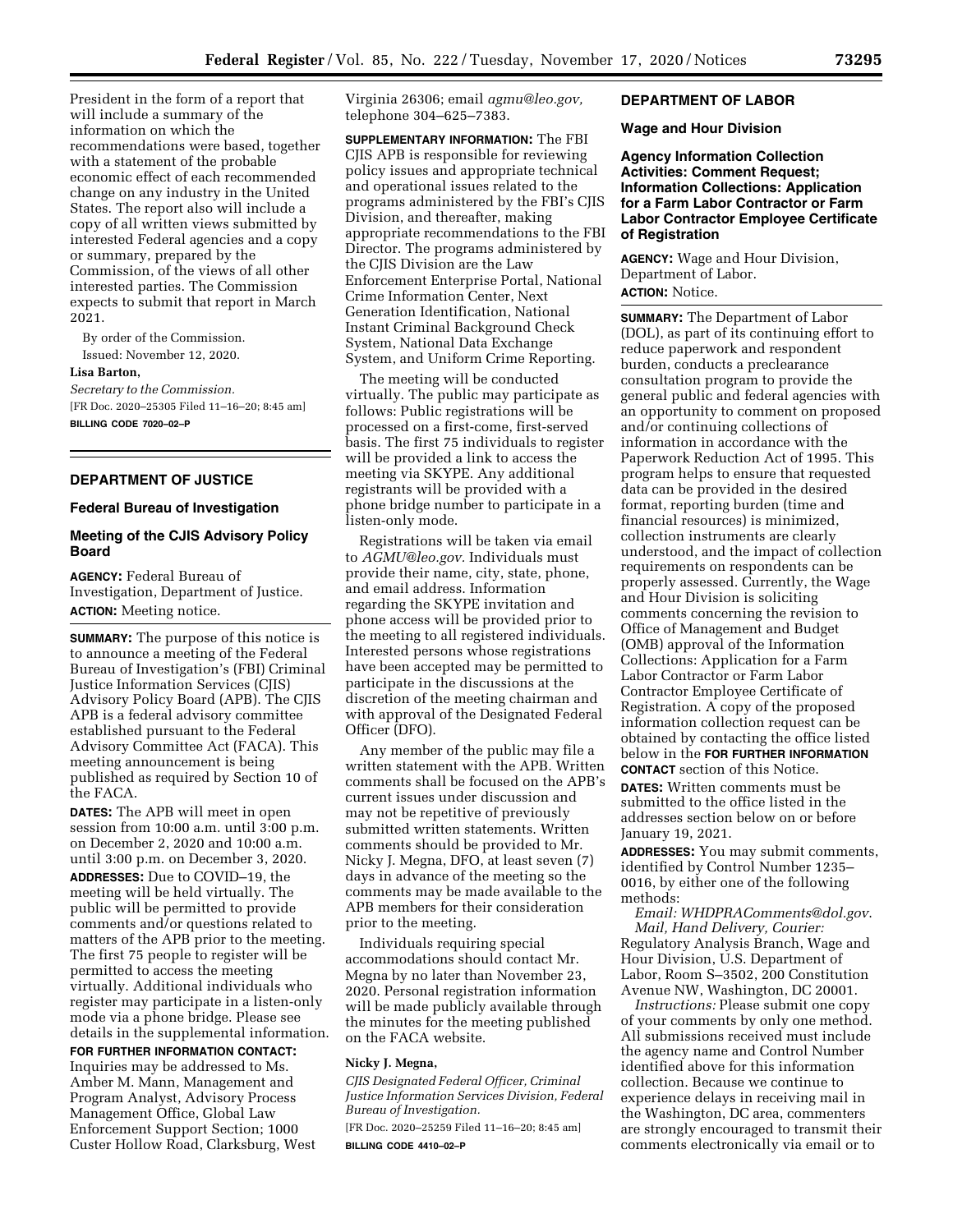President in the form of a report that will include a summary of the information on which the recommendations were based, together with a statement of the probable economic effect of each recommended change on any industry in the United States. The report also will include a copy of all written views submitted by interested Federal agencies and a copy or summary, prepared by the Commission, of the views of all other interested parties. The Commission expects to submit that report in March 2021.

By order of the Commission.

Issued: November 12, 2020.

**Lisa Barton,**

*Secretary to the Commission.*

[FR Doc. 2020–25305 Filed 11–16–20; 8:45 am]

**BILLING CODE 7020–02–P**

## DEPARTMENT OF JUSTICE

### Federal Bureau of Investigation

### Meeting of the CJIS Advisory Policy Board

**AGENCY:** Federal Bureau of Investigation, Department of Justice.

**ACTION:** Meeting notice.

**SUMMARY:** The purpose of this notice is to announce a meeting of the Federal Bureau of Investigation's (FBI) Criminal Justice Information Services (CJIS) Advisory Policy Board (APB). The CJIS APB is a federal advisory committee established pursuant to the Federal Advisory Committee Act (FACA). This meeting announcement is being published as required by Section 10 of the FACA.

**DATES:** The APB will meet in open session from 10:00 a.m. until 3:00 p.m. on December 2, 2020 and 10:00 a.m. until 3:00 p.m. on December 3, 2020.

**ADDRESSES:** Due to COVID–19, the meeting will be held virtually. The public will be permitted to provide comments and/or questions related to matters of the APB prior to the meeting. The first 75 people to register will be permitted to access the meeting virtually. Additional individuals who register may participate in a listen-only mode via a phone bridge. Please see details in the supplemental information.

**FOR FURTHER INFORMATION CONTACT:** Inquiries may be addressed to Ms. Amber M. Mann, Management and Program Analyst, Advisory Process Management Office, Global Law Enforcement Support Section; 1000 Custer Hollow Road, Clarksburg, West Virginia 26306; email *agmu@leo.gov,* telephone 304–625–7383.

**SUPPLEMENTARY INFORMATION:** The FBI CJIS APB is responsible for reviewing policy issues and appropriate technical and operational issues related to the programs administered by the FBI's CJIS Division, and thereafter, making appropriate recommendations to the FBI Director. The programs administered by the CJIS Division are the Law Enforcement Enterprise Portal, National Crime Information Center, Next Generation Identification, National Instant Criminal Background Check System, National Data Exchange System, and Uniform Crime Reporting.

The meeting will be conducted virtually. The public may participate as follows: Public registrations will be processed on a first-come, first-served basis. The first 75 individuals to register will be provided a link to access the meeting via SKYPE. Any additional registrants will be provided with a phone bridge number to participate in a listen-only mode.

Registrations will be taken via email to *AGMU@leo.gov.* Individuals must provide their name, city, state, phone, and email address. Information regarding the SKYPE invitation and phone access will be provided prior to the meeting to all registered individuals. Interested persons whose registrations have been accepted may be permitted to participate in the discussions at the discretion of the meeting chairman and with approval of the Designated Federal Officer (DFO).

Any member of the public may file a written statement with the APB. Written comments shall be focused on the APB's current issues under discussion and may not be repetitive of previously submitted written statements. Written comments should be provided to Mr. Nicky J. Megna, DFO, at least seven (7) days in advance of the meeting so the comments may be made available to the APB members for their consideration prior to the meeting.

Individuals requiring special accommodations should contact Mr. Megna by no later than November 23, 2020. Personal registration information will be made publicly available through the minutes for the meeting published on the FACA website.

**Nicky J. Megna,**

*CJIS Designated Federal Officer, Criminal Justice Information Services Division, Federal Bureau of Investigation.*

[FR Doc. 2020–25259 Filed 11–16–20; 8:45 am]

**BILLING CODE 4410–02–P**

## DEPARTMENT OF LABOR

### Wage and Hour Division

### Agency Information Collection Activities: Comment Request; Information Collections: Application for a Farm Labor Contractor or Farm Labor Contractor Employee Certificate of Registration

**AGENCY:** Wage and Hour Division, Department of Labor.

**ACTION:** Notice.

**SUMMARY:** The Department of Labor (DOL), as part of its continuing effort to reduce paperwork and respondent burden, conducts a preclearance consultation program to provide the general public and federal agencies with an opportunity to comment on proposed and/or continuing collections of information in accordance with the Paperwork Reduction Act of 1995. This program helps to ensure that requested data can be provided in the desired format, reporting burden (time and financial resources) is minimized, collection instruments are clearly understood, and the impact of collection requirements on respondents can be properly assessed. Currently, the Wage and Hour Division is soliciting comments concerning the revision to Office of Management and Budget (OMB) approval of the Information Collections: Application for a Farm Labor Contractor or Farm Labor Contractor Employee Certificate of Registration. A copy of the proposed information collection request can be obtained by contacting the office listed below in the **FOR FURTHER INFORMATION CONTACT** section of this Notice.

**DATES:** Written comments must be submitted to the office listed in the addresses section below on or before January 19, 2021.

**ADDRESSES:** You may submit comments, identified by Control Number 1235–0016, by either one of the following methods:

*Email: WHDPRAComments@dol.gov.*

*Mail, Hand Delivery, Courier:* Regulatory Analysis Branch, Wage and Hour Division, U.S. Department of Labor, Room S–3502, 200 Constitution Avenue NW, Washington, DC 20001.

*Instructions:* Please submit one copy of your comments by only one method. All submissions received must include the agency name and Control Number identified above for this information collection. Because we continue to experience delays in receiving mail in the Washington, DC area, commenters are strongly encouraged to transmit their comments electronically via email or to